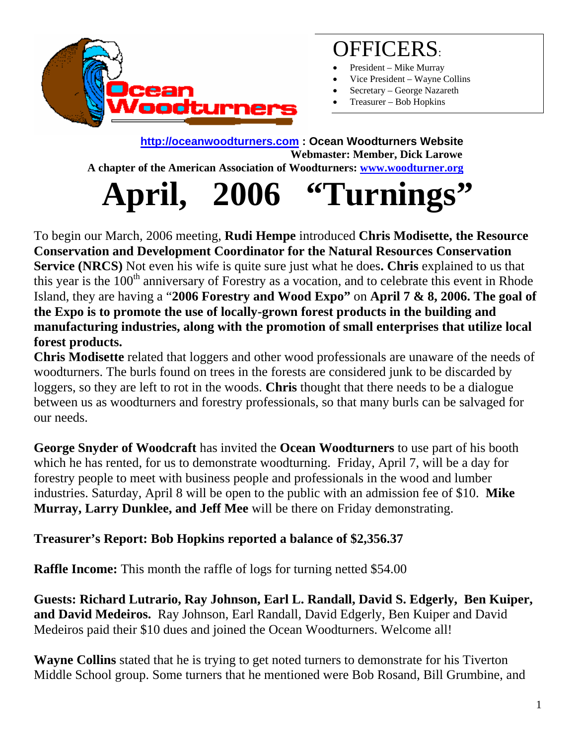Ocean Woodturners

# OFFICERS:

- President – Mike Murray
- Vice President – Wayne Collins
- Secretary – George Nazareth
- Treasurer – Bob Hopkins

**http://oceanwoodturners.com : Ocean Woodturners Website**
**Webmaster: Member, Dick Larowe**
**A chapter of the American Association of Woodturners: www.woodturner.org**

# April, 2006 "Turnings"

To begin our March, 2006 meeting, **Rudi Hempe** introduced **Chris Modisette, the Resource Conservation and Development Coordinator for the Natural Resources Conservation Service (NRCS)** Not even his wife is quite sure just what he does**. Chris** explained to us that this year is the 100th anniversary of Forestry as a vocation, and to celebrate this event in Rhode Island, they are having a "**2006 Forestry and Wood Expo"** on **April 7 & 8, 2006. The goal of the Expo is to promote the use of locally-grown forest products in the building and manufacturing industries, along with the promotion of small enterprises that utilize local forest products.**

**Chris Modisette** related that loggers and other wood professionals are unaware of the needs of woodturners. The burls found on trees in the forests are considered junk to be discarded by loggers, so they are left to rot in the woods. **Chris** thought that there needs to be a dialogue between us as woodturners and forestry professionals, so that many burls can be salvaged for our needs.

**George Snyder of Woodcraft** has invited the **Ocean Woodturners** to use part of his booth which he has rented, for us to demonstrate woodturning. Friday, April 7, will be a day for forestry people to meet with business people and professionals in the wood and lumber industries. Saturday, April 8 will be open to the public with an admission fee of $10. **Mike Murray, Larry Dunklee, and Jeff Mee** will be there on Friday demonstrating.

**Treasurer's Report: Bob Hopkins reported a balance of $2,356.37**

**Raffle Income:** This month the raffle of logs for turning netted $54.00

**Guests: Richard Lutrario, Ray Johnson, Earl L. Randall, David S. Edgerly, Ben Kuiper, and David Medeiros.** Ray Johnson, Earl Randall, David Edgerly, Ben Kuiper and David Medeiros paid their $10 dues and joined the Ocean Woodturners. Welcome all!

**Wayne Collins** stated that he is trying to get noted turners to demonstrate for his Tiverton Middle School group. Some turners that he mentioned were Bob Rosand, Bill Grumbine, and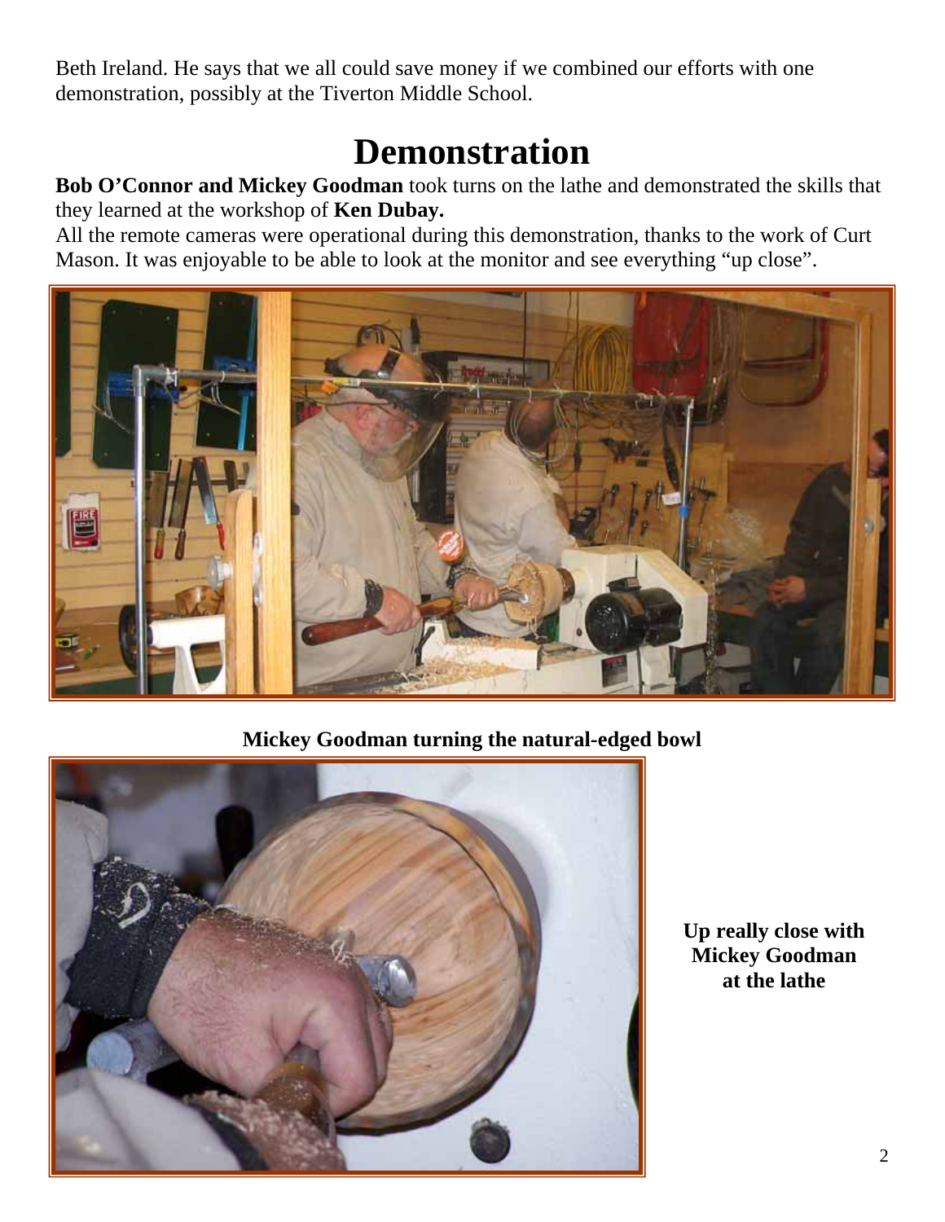Beth Ireland. He says that we all could save money if we combined our efforts with one demonstration, possibly at the Tiverton Middle School.

# Demonstration

**Bob O'Connor and Mickey Goodman** took turns on the lathe and demonstrated the skills that they learned at the workshop of **Ken Dubay.**

All the remote cameras were operational during this demonstration, thanks to the work of Curt Mason. It was enjoyable to be able to look at the monitor and see everything "up close".

**Mickey Goodman turning the natural-edged bowl**

**Up really close with Mickey Goodman at the lathe**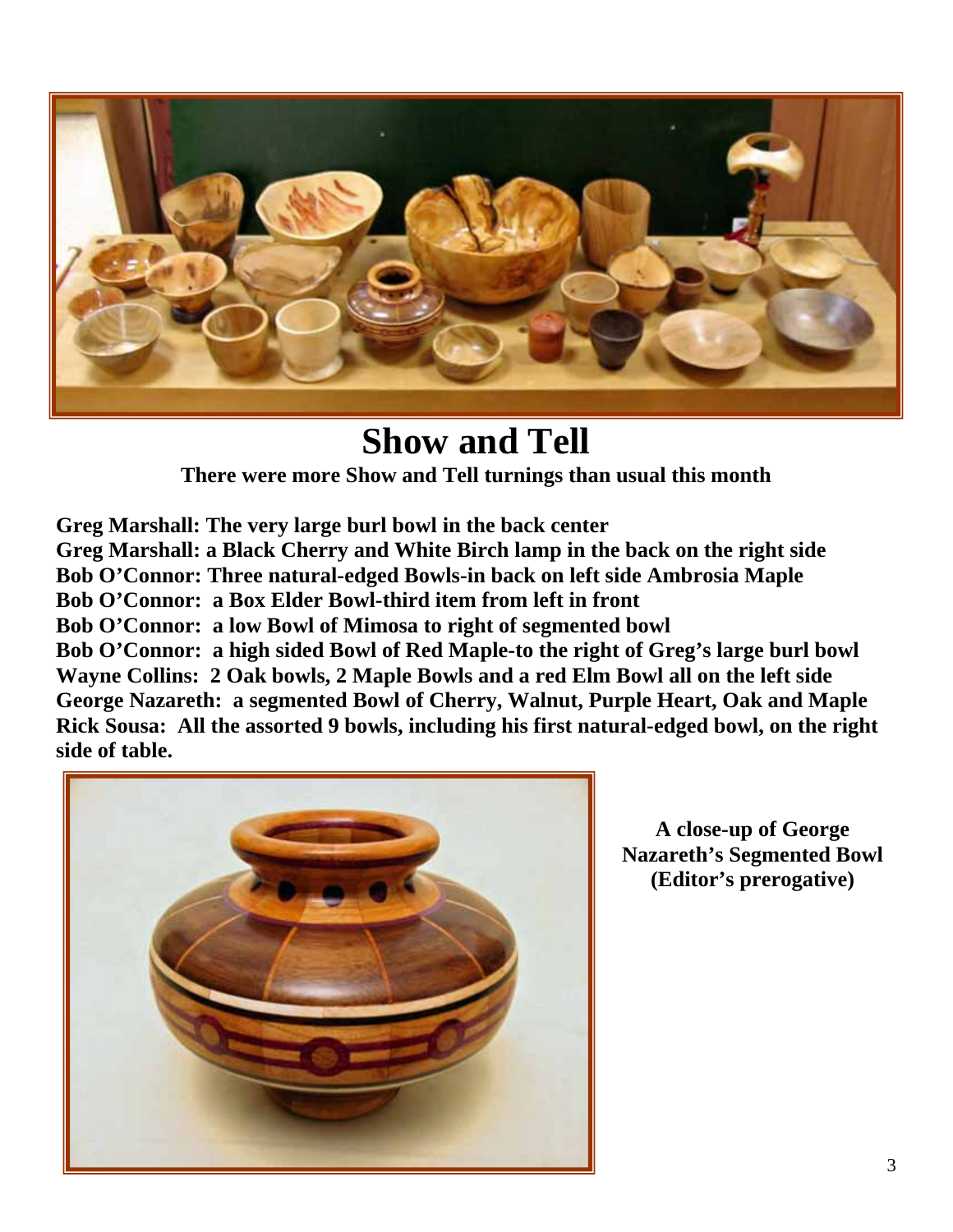# Show and Tell

**There were more Show and Tell turnings than usual this month**

**Greg Marshall: The very large burl bowl in the back center**
**Greg Marshall: a Black Cherry and White Birch lamp in the back on the right side**
**Bob O'Connor: Three natural-edged Bowls-in back on left side Ambrosia Maple**
**Bob O'Connor: a Box Elder Bowl-third item from left in front**
**Bob O'Connor: a low Bowl of Mimosa to right of segmented bowl**
**Bob O'Connor: a high sided Bowl of Red Maple-to the right of Greg's large burl bowl**
**Wayne Collins: 2 Oak bowls, 2 Maple Bowls and a red Elm Bowl all on the left side**
**George Nazareth: a segmented Bowl of Cherry, Walnut, Purple Heart, Oak and Maple**
**Rick Sousa: All the assorted 9 bowls, including his first natural-edged bowl, on the right side of table.**

**A close-up of George Nazareth's Segmented Bowl (Editor's prerogative)**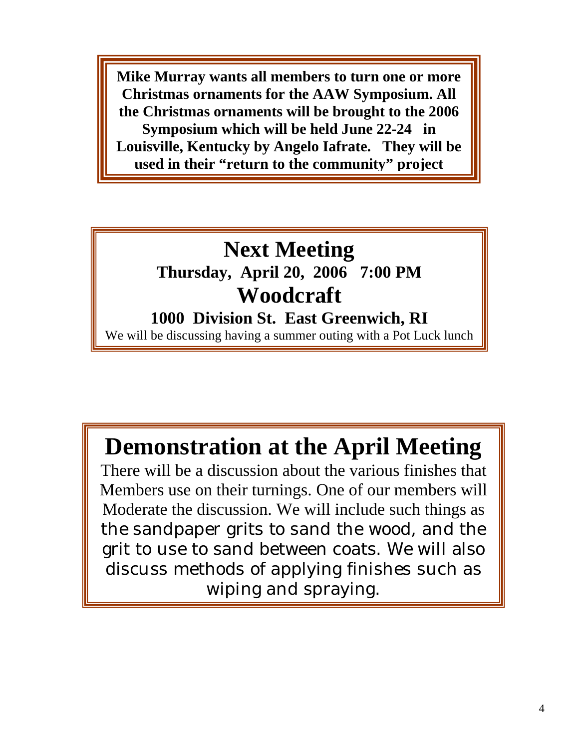**Mike Murray wants all members to turn one or more Christmas ornaments for the AAW Symposium. All the Christmas ornaments will be brought to the 2006 Symposium which will be held June 22-24 in Louisville, Kentucky by Angelo Iafrate. They will be used in their "return to the community" project**

# Next Meeting

**Thursday, April 20, 2006 7:00 PM**

## Woodcraft

**1000 Division St. East Greenwich, RI**

We will be discussing having a summer outing with a Pot Luck lunch

# Demonstration at the April Meeting

There will be a discussion about the various finishes that Members use on their turnings. One of our members will Moderate the discussion. We will include such things as the sandpaper grits to sand the wood, and the grit to use to sand between coats. We will also discuss methods of applying finishes such as wiping and spraying.